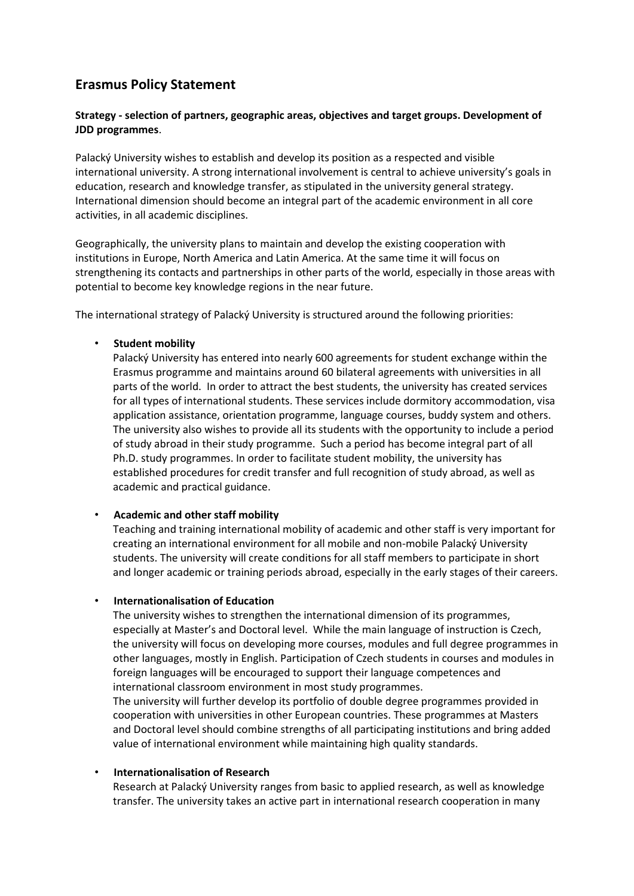## Erasmus Policy Statement

**Strategy - selection of partners, geographic areas, objectives and target groups. Development of JDD programmes**.

Palacký University wishes to establish and develop its position as a respected and visible international university. A strong international involvement is central to achieve university's goals in education, research and knowledge transfer, as stipulated in the university general strategy. International dimension should become an integral part of the academic environment in all core activities, in all academic disciplines.

Geographically, the university plans to maintain and develop the existing cooperation with institutions in Europe, North America and Latin America. At the same time it will focus on strengthening its contacts and partnerships in other parts of the world, especially in those areas with potential to become key knowledge regions in the near future.

The international strategy of Palacký University is structured around the following priorities:

- **Student mobility**
  Palacký University has entered into nearly 600 agreements for student exchange within the Erasmus programme and maintains around 60 bilateral agreements with universities in all parts of the world. In order to attract the best students, the university has created services for all types of international students. These services include dormitory accommodation, visa application assistance, orientation programme, language courses, buddy system and others. The university also wishes to provide all its students with the opportunity to include a period of study abroad in their study programme. Such a period has become integral part of all Ph.D. study programmes. In order to facilitate student mobility, the university has established procedures for credit transfer and full recognition of study abroad, as well as academic and practical guidance.

- **Academic and other staff mobility**
  Teaching and training international mobility of academic and other staff is very important for creating an international environment for all mobile and non-mobile Palacký University students. The university will create conditions for all staff members to participate in short and longer academic or training periods abroad, especially in the early stages of their careers.

- **Internationalisation of Education**
  The university wishes to strengthen the international dimension of its programmes, especially at Master's and Doctoral level. While the main language of instruction is Czech, the university will focus on developing more courses, modules and full degree programmes in other languages, mostly in English. Participation of Czech students in courses and modules in foreign languages will be encouraged to support their language competences and international classroom environment in most study programmes.
  The university will further develop its portfolio of double degree programmes provided in cooperation with universities in other European countries. These programmes at Masters and Doctoral level should combine strengths of all participating institutions and bring added value of international environment while maintaining high quality standards.

- **Internationalisation of Research**
  Research at Palacký University ranges from basic to applied research, as well as knowledge transfer. The university takes an active part in international research cooperation in many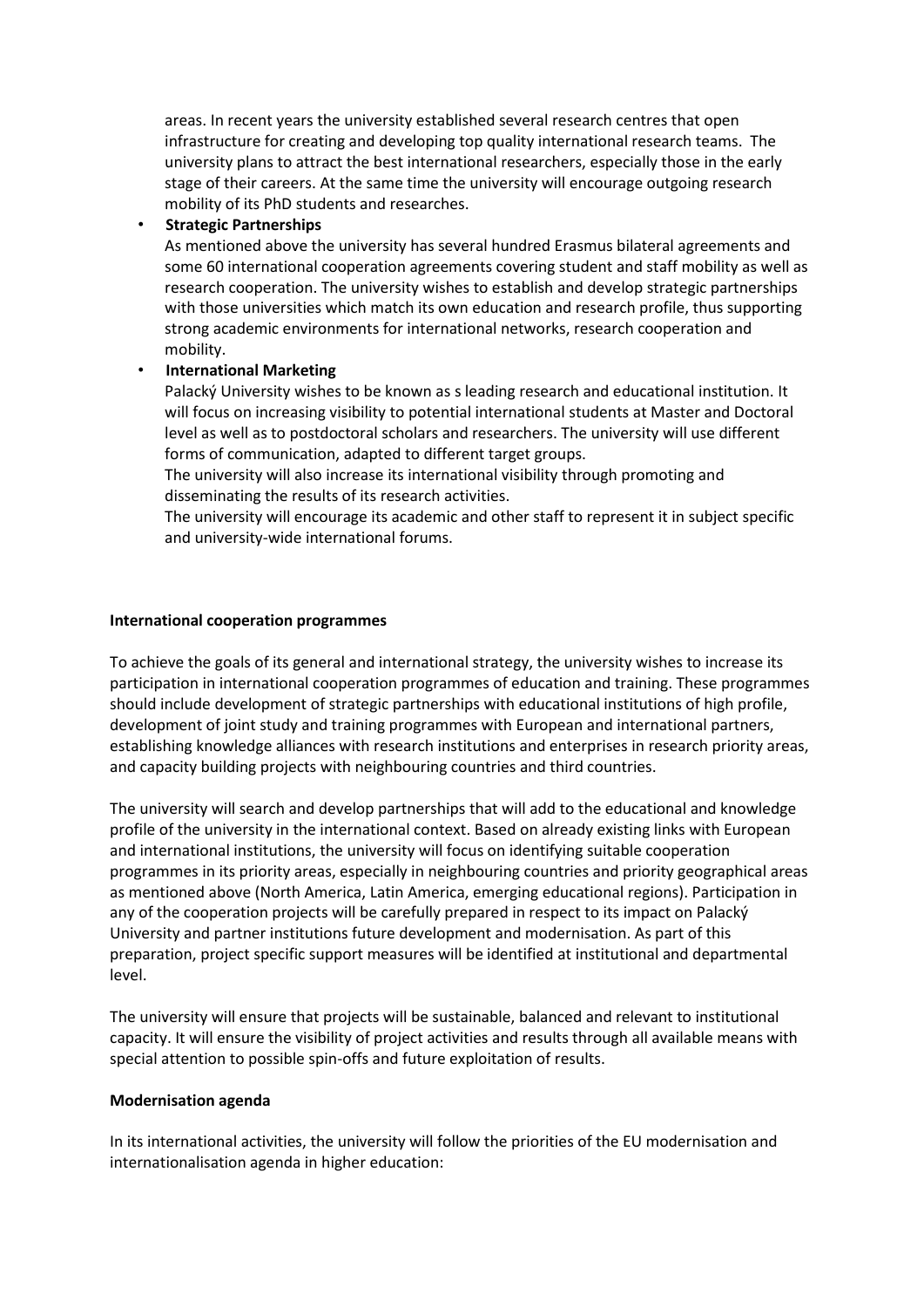areas. In recent years the university established several research centres that open infrastructure for creating and developing top quality international research teams. The university plans to attract the best international researchers, especially those in the early stage of their careers. At the same time the university will encourage outgoing research mobility of its PhD students and researches.

- **Strategic Partnerships**
  As mentioned above the university has several hundred Erasmus bilateral agreements and some 60 international cooperation agreements covering student and staff mobility as well as research cooperation. The university wishes to establish and develop strategic partnerships with those universities which match its own education and research profile, thus supporting strong academic environments for international networks, research cooperation and mobility.
- **International Marketing**
  Palacký University wishes to be known as s leading research and educational institution. It will focus on increasing visibility to potential international students at Master and Doctoral level as well as to postdoctoral scholars and researchers. The university will use different forms of communication, adapted to different target groups.
  The university will also increase its international visibility through promoting and disseminating the results of its research activities.
  The university will encourage its academic and other staff to represent it in subject specific and university-wide international forums.

**International cooperation programmes**

To achieve the goals of its general and international strategy, the university wishes to increase its participation in international cooperation programmes of education and training. These programmes should include development of strategic partnerships with educational institutions of high profile, development of joint study and training programmes with European and international partners, establishing knowledge alliances with research institutions and enterprises in research priority areas, and capacity building projects with neighbouring countries and third countries.

The university will search and develop partnerships that will add to the educational and knowledge profile of the university in the international context. Based on already existing links with European and international institutions, the university will focus on identifying suitable cooperation programmes in its priority areas, especially in neighbouring countries and priority geographical areas as mentioned above (North America, Latin America, emerging educational regions). Participation in any of the cooperation projects will be carefully prepared in respect to its impact on Palacký University and partner institutions future development and modernisation. As part of this preparation, project specific support measures will be identified at institutional and departmental level.

The university will ensure that projects will be sustainable, balanced and relevant to institutional capacity. It will ensure the visibility of project activities and results through all available means with special attention to possible spin-offs and future exploitation of results.

**Modernisation agenda**

In its international activities, the university will follow the priorities of the EU modernisation and internationalisation agenda in higher education: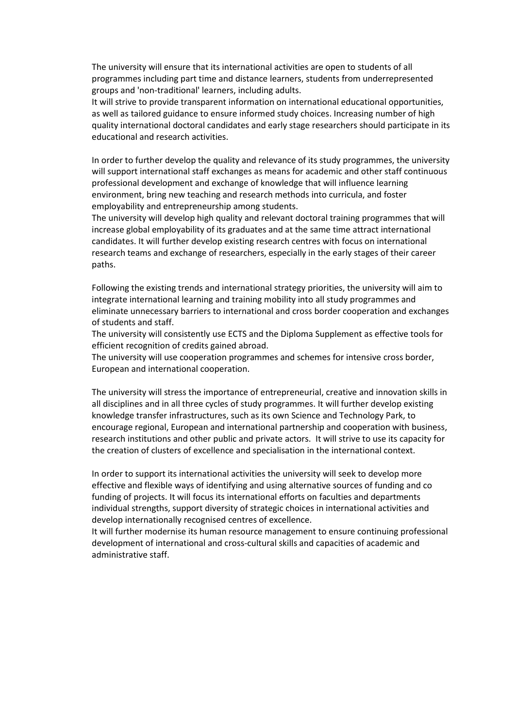The university will ensure that its international activities are open to students of all programmes including part time and distance learners, students from underrepresented groups and 'non-traditional' learners, including adults.
It will strive to provide transparent information on international educational opportunities, as well as tailored guidance to ensure informed study choices. Increasing number of high quality international doctoral candidates and early stage researchers should participate in its educational and research activities.

In order to further develop the quality and relevance of its study programmes, the university will support international staff exchanges as means for academic and other staff continuous professional development and exchange of knowledge that will influence learning environment, bring new teaching and research methods into curricula, and foster employability and entrepreneurship among students.
The university will develop high quality and relevant doctoral training programmes that will increase global employability of its graduates and at the same time attract international candidates. It will further develop existing research centres with focus on international research teams and exchange of researchers, especially in the early stages of their career paths.

Following the existing trends and international strategy priorities, the university will aim to integrate international learning and training mobility into all study programmes and eliminate unnecessary barriers to international and cross border cooperation and exchanges of students and staff.
The university will consistently use ECTS and the Diploma Supplement as effective tools for efficient recognition of credits gained abroad.
The university will use cooperation programmes and schemes for intensive cross border, European and international cooperation.

The university will stress the importance of entrepreneurial, creative and innovation skills in all disciplines and in all three cycles of study programmes. It will further develop existing knowledge transfer infrastructures, such as its own Science and Technology Park, to encourage regional, European and international partnership and cooperation with business, research institutions and other public and private actors. It will strive to use its capacity for the creation of clusters of excellence and specialisation in the international context.

In order to support its international activities the university will seek to develop more effective and flexible ways of identifying and using alternative sources of funding and co funding of projects. It will focus its international efforts on faculties and departments individual strengths, support diversity of strategic choices in international activities and develop internationally recognised centres of excellence.
It will further modernise its human resource management to ensure continuing professional development of international and cross-cultural skills and capacities of academic and administrative staff.